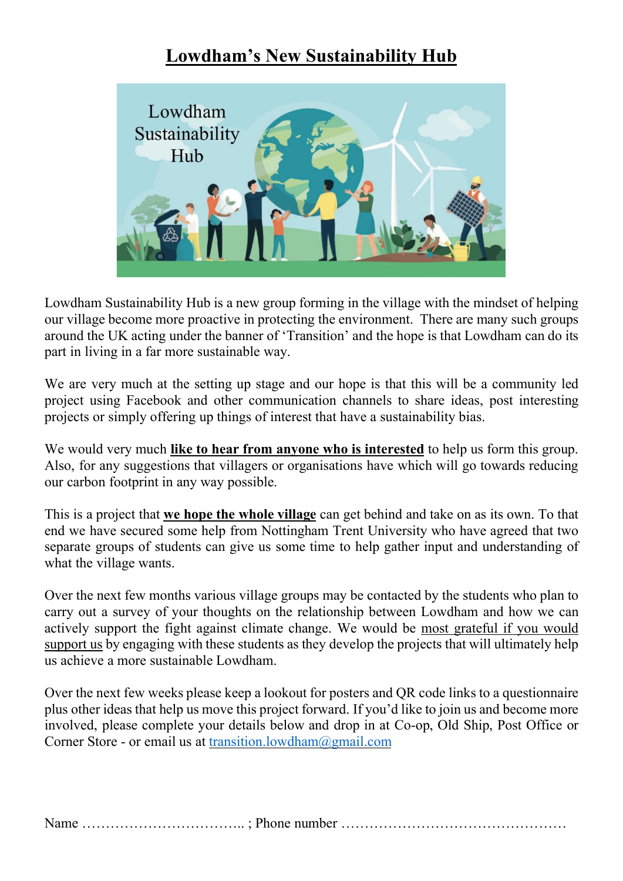# Lowdham's New Sustainability Hub

Lowdham Sustainability Hub is a new group forming in the village with the mindset of helping our village become more proactive in protecting the environment. There are many such groups around the UK acting under the banner of 'Transition' and the hope is that Lowdham can do its part in living in a far more sustainable way.

We are very much at the setting up stage and our hope is that this will be a community led project using Facebook and other communication channels to share ideas, post interesting projects or simply offering up things of interest that have a sustainability bias.

We would very much **like to hear from anyone who is interested** to help us form this group. Also, for any suggestions that villagers or organisations have which will go towards reducing our carbon footprint in any way possible.

This is a project that **we hope the whole village** can get behind and take on as its own. To that end we have secured some help from Nottingham Trent University who have agreed that two separate groups of students can give us some time to help gather input and understanding of what the village wants.

Over the next few months various village groups may be contacted by the students who plan to carry out a survey of your thoughts on the relationship between Lowdham and how we can actively support the fight against climate change. We would be most grateful if you would support us by engaging with these students as they develop the projects that will ultimately help us achieve a more sustainable Lowdham.

Over the next few weeks please keep a lookout for posters and QR code links to a questionnaire plus other ideas that help us move this project forward. If you'd like to join us and become more involved, please complete your details below and drop in at Co-op, Old Ship, Post Office or Corner Store - or email us at transition.lowdham@gmail.com

Name …………………………….. ; Phone number …………………………………………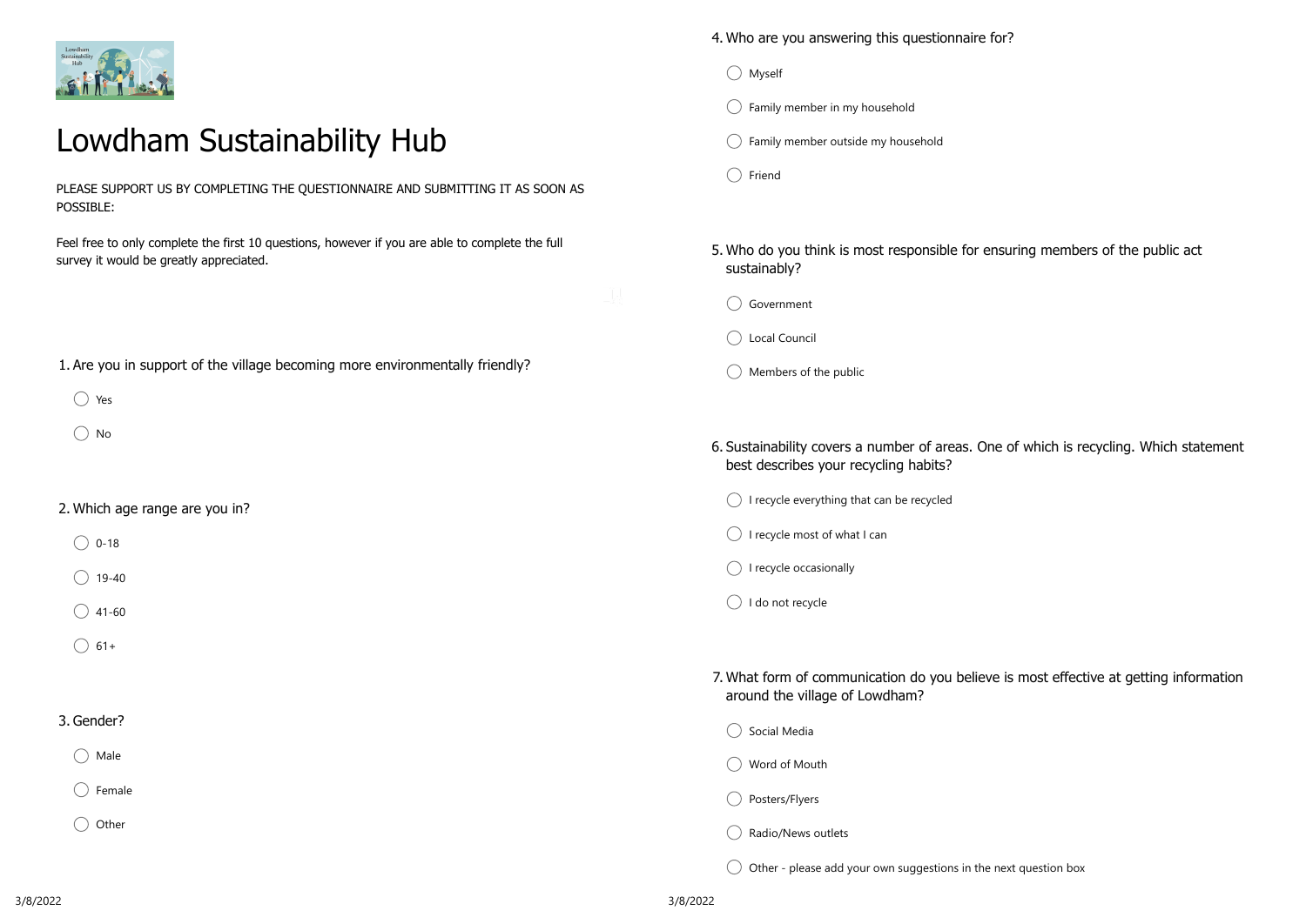# Lowdham Sustainability Hub

PLEASE SUPPORT US BY COMPLETING THE QUESTIONNAIRE AND SUBMITTING IT AS SOON AS POSSIBLE:

Feel free to only complete the first 10 questions, however if you are able to complete the full survey it would be greatly appreciated.

1. Are you in support of the village becoming more environmentally friendly?

- ◯ Yes
- ◯ No

2. Which age range are you in?

- ◯ 0-18
- ◯ 19-40
- ◯ 41-60
- ◯ 61+

3. Gender?

- ◯ Male
- ◯ Female
- ◯ Other

4. Who are you answering this questionnaire for?

- ◯ Myself
- ◯ Family member in my household
- ◯ Family member outside my household
- ◯ Friend

5. Who do you think is most responsible for ensuring members of the public act sustainably?

- ◯ Government
- ◯ Local Council
- ◯ Members of the public

6. Sustainability covers a number of areas. One of which is recycling. Which statement best describes your recycling habits?

- ◯ I recycle everything that can be recycled
- ◯ I recycle most of what I can
- ◯ I recycle occasionally
- ◯ I do not recycle

7. What form of communication do you believe is most effective at getting information around the village of Lowdham?

- ◯ Social Media
- ◯ Word of Mouth
- ◯ Posters/Flyers
- ◯ Radio/News outlets
- ◯ Other - please add your own suggestions in the next question box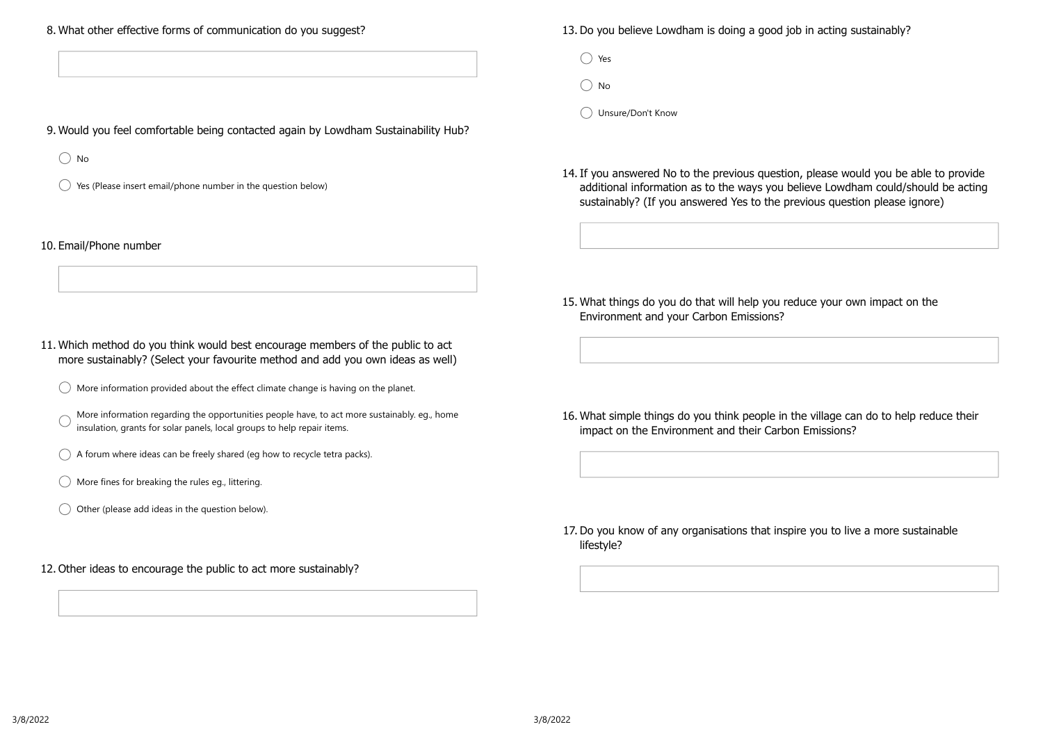8. What other effective forms of communication do you suggest?

9. Would you feel comfortable being contacted again by Lowdham Sustainability Hub?

- ◯ No
- ◯ Yes (Please insert email/phone number in the question below)

10. Email/Phone number

11. Which method do you think would best encourage members of the public to act more sustainably? (Select your favourite method and add you own ideas as well)

- ◯ More information provided about the effect climate change is having on the planet.
- ◯ More information regarding the opportunities people have, to act more sustainably. eg., home insulation, grants for solar panels, local groups to help repair items.
- ◯ A forum where ideas can be freely shared (eg how to recycle tetra packs).
- ◯ More fines for breaking the rules eg., littering.
- ◯ Other (please add ideas in the question below).

12. Other ideas to encourage the public to act more sustainably?

13. Do you believe Lowdham is doing a good job in acting sustainably?

- ◯ Yes
- ◯ No
- ◯ Unsure/Don't Know

14. If you answered No to the previous question, please would you be able to provide additional information as to the ways you believe Lowdham could/should be acting sustainably? (If you answered Yes to the previous question please ignore)

15. What things do you do that will help you reduce your own impact on the Environment and your Carbon Emissions?

16. What simple things do you think people in the village can do to help reduce their impact on the Environment and their Carbon Emissions?

17. Do you know of any organisations that inspire you to live a more sustainable lifestyle?